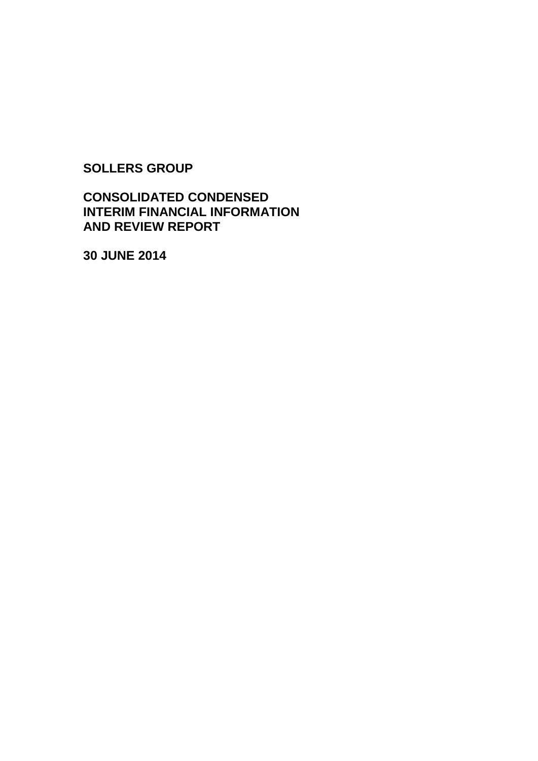# SOLLERS GROUP

## CONSOLIDATED CONDENSED INTERIM FINANCIAL INFORMATION AND REVIEW REPORT

## 30 JUNE 2014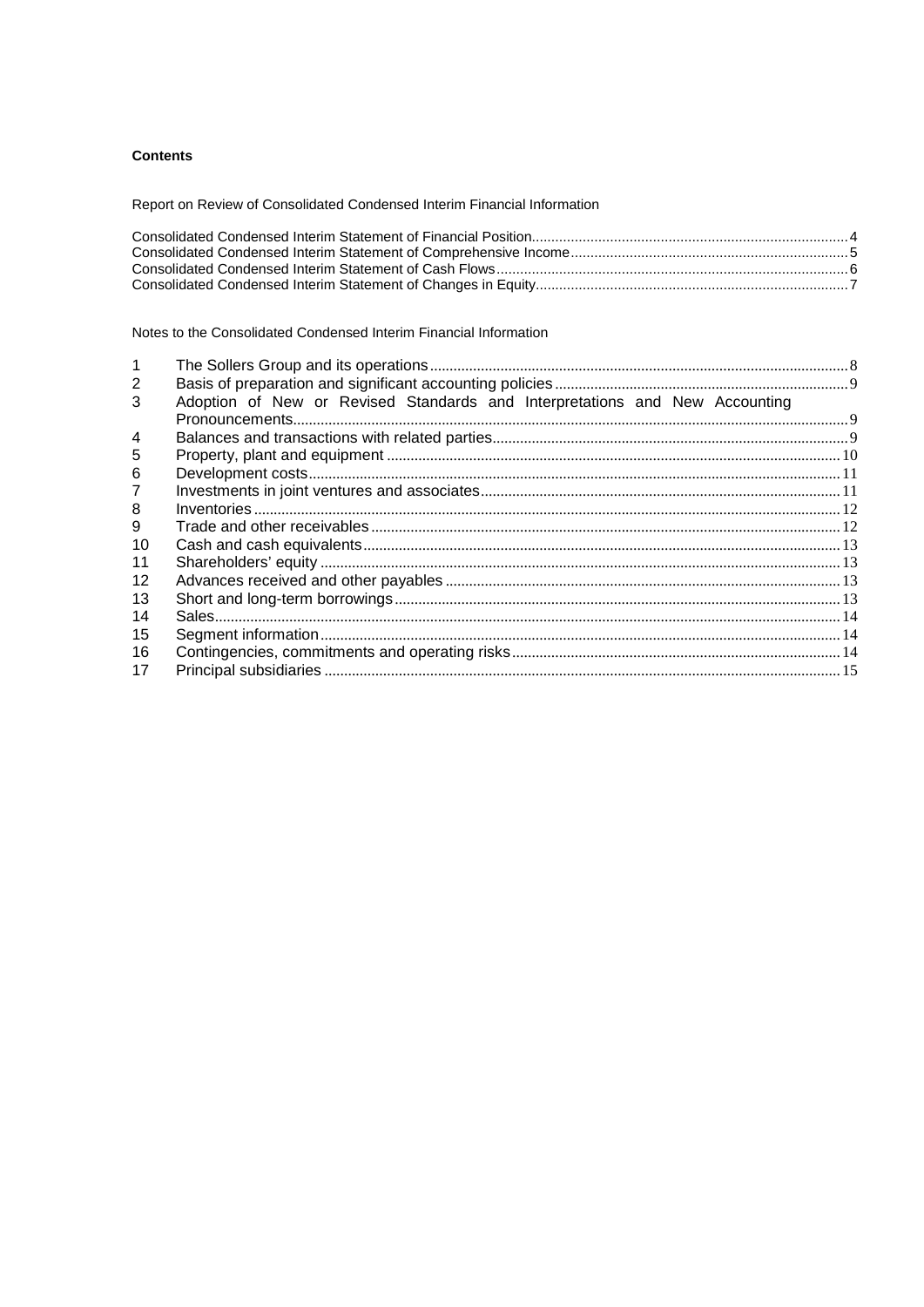**Contents**

Report on Review of Consolidated Condensed Interim Financial Information

Consolidated Condensed Interim Statement of Financial Position....................4
Consolidated Condensed Interim Statement of Comprehensive Income....................5
Consolidated Condensed Interim Statement of Cash Flows....................6
Consolidated Condensed Interim Statement of Changes in Equity....................7

Notes to the Consolidated Condensed Interim Financial Information

| | | |
|---|---|---|
| 1 | The Sollers Group and its operations | 8 |
| 2 | Basis of preparation and significant accounting policies | 9 |
| 3 | Adoption of New or Revised Standards and Interpretations and New Accounting Pronouncements | 9 |
| 4 | Balances and transactions with related parties | 9 |
| 5 | Property, plant and equipment | 10 |
| 6 | Development costs | 11 |
| 7 | Investments in joint ventures and associates | 11 |
| 8 | Inventories | 12 |
| 9 | Trade and other receivables | 12 |
| 10 | Cash and cash equivalents | 13 |
| 11 | Shareholders' equity | 13 |
| 12 | Advances received and other payables | 13 |
| 13 | Short and long-term borrowings | 13 |
| 14 | Sales | 14 |
| 15 | Segment information | 14 |
| 16 | Contingencies, commitments and operating risks | 14 |
| 17 | Principal subsidiaries | 15 |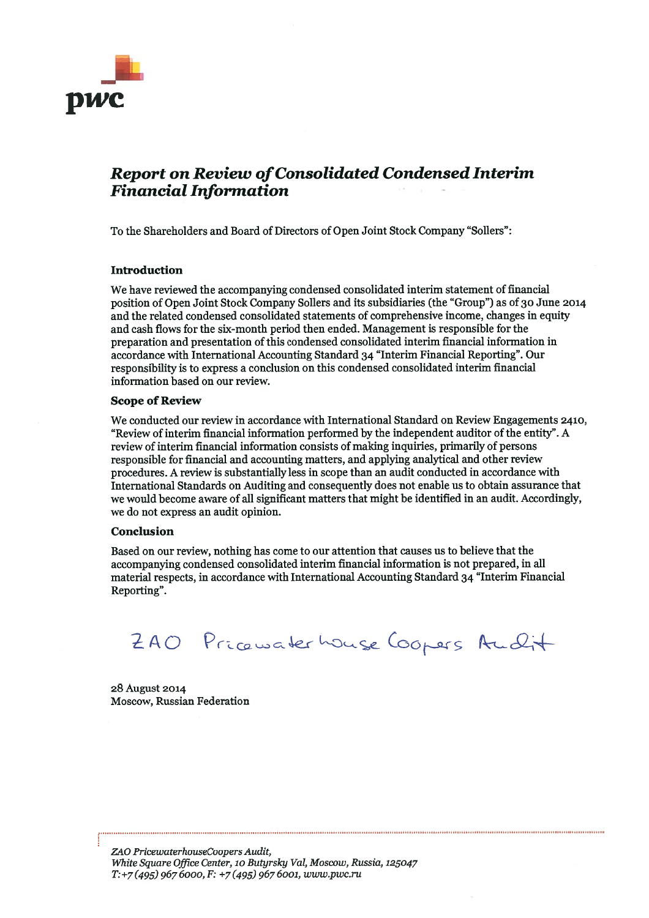pwc

# *Report on Review of Consolidated Condensed Interim Financial Information*

To the Shareholders and Board of Directors of Open Joint Stock Company "Sollers":

### Introduction

We have reviewed the accompanying condensed consolidated interim statement of financial position of Open Joint Stock Company Sollers and its subsidiaries (the "Group") as of 30 June 2014 and the related condensed consolidated statements of comprehensive income, changes in equity and cash flows for the six-month period then ended. Management is responsible for the preparation and presentation of this condensed consolidated interim financial information in accordance with International Accounting Standard 34 "Interim Financial Reporting". Our responsibility is to express a conclusion on this condensed consolidated interim financial information based on our review.

### Scope of Review

We conducted our review in accordance with International Standard on Review Engagements 2410, "Review of interim financial information performed by the independent auditor of the entity". A review of interim financial information consists of making inquiries, primarily of persons responsible for financial and accounting matters, and applying analytical and other review procedures. A review is substantially less in scope than an audit conducted in accordance with International Standards on Auditing and consequently does not enable us to obtain assurance that we would become aware of all significant matters that might be identified in an audit. Accordingly, we do not express an audit opinion.

### Conclusion

Based on our review, nothing has come to our attention that causes us to believe that the accompanying condensed consolidated interim financial information is not prepared, in all material respects, in accordance with International Accounting Standard 34 "Interim Financial Reporting".

ZAO PricewaterhouseCoopers Audit

28 August 2014
Moscow, Russian Federation

*ZAO PricewaterhouseCoopers Audit,*
*White Square Office Center, 10 Butyrsky Val, Moscow, Russia, 125047*
*T: +7 (495) 967 6000, F: +7 (495) 967 6001, www.pwc.ru*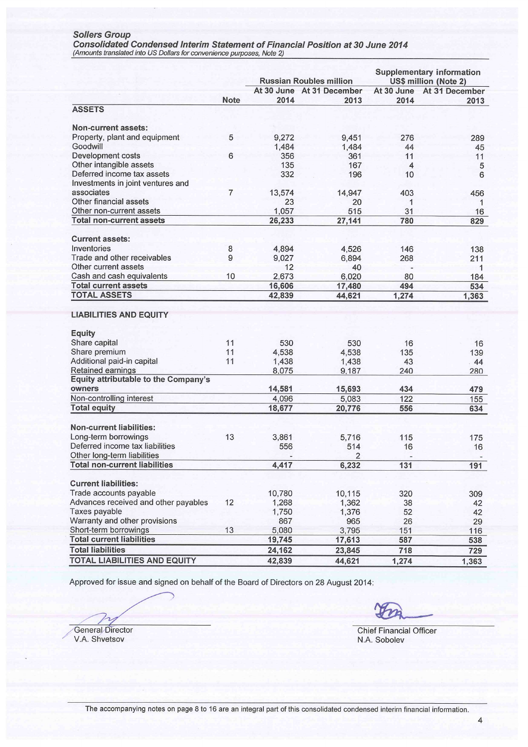**Sollers Group**

***Consolidated Condensed Interim Statement of Financial Position at 30 June 2014***

*(Amounts translated into US Dollars for convenience purposes, Note 2)*

| | | Russian Roubles million | | Supplementary information US$ million (Note 2) | |
|---|---|---|---|---|---|
| | Note | At 30 June 2014 | At 31 December 2013 | At 30 June 2014 | At 31 December 2013 |
| **ASSETS** | | | | | |
| **Non-current assets:** | | | | | |
| Property, plant and equipment | 5 | 9,272 | 9,451 | 276 | 289 |
| Goodwill | | 1,484 | 1,484 | 44 | 45 |
| Development costs | 6 | 356 | 361 | 11 | 11 |
| Other intangible assets | | 135 | 167 | 4 | 5 |
| Deferred income tax assets | | 332 | 196 | 10 | 6 |
| Investments in joint ventures and associates | 7 | 13,574 | 14,947 | 403 | 456 |
| Other financial assets | | 23 | 20 | 1 | 1 |
| Other non-current assets | | 1,057 | 515 | 31 | 16 |
| **Total non-current assets** | | **26,233** | **27,141** | **780** | **829** |
| **Current assets:** | | | | | |
| Inventories | 8 | 4,894 | 4,526 | 146 | 138 |
| Trade and other receivables | 9 | 9,027 | 6,894 | 268 | 211 |
| Other current assets | | 12 | 40 | - | 1 |
| Cash and cash equivalents | 10 | 2,673 | 6,020 | 80 | 184 |
| **Total current assets** | | **16,606** | **17,480** | **494** | **534** |
| **TOTAL ASSETS** | | **42,839** | **44,621** | **1,274** | **1,363** |
| **LIABILITIES AND EQUITY** | | | | | |
| **Equity** | | | | | |
| Share capital | 11 | 530 | 530 | 16 | 16 |
| Share premium | 11 | 4,538 | 4,538 | 135 | 139 |
| Additional paid-in capital | 11 | 1,438 | 1,438 | 43 | 44 |
| Retained earnings | | 8,075 | 9,187 | 240 | 280 |
| **Equity attributable to the Company's owners** | | **14,581** | **15,693** | **434** | **479** |
| Non-controlling interest | | 4,096 | 5,083 | 122 | 155 |
| **Total equity** | | **18,677** | **20,776** | **556** | **634** |
| **Non-current liabilities:** | | | | | |
| Long-term borrowings | 13 | 3,861 | 5,716 | 115 | 175 |
| Deferred income tax liabilities | | 556 | 514 | 16 | 16 |
| Other long-term liabilities | | - | 2 | - | - |
| **Total non-current liabilities** | | **4,417** | **6,232** | **131** | **191** |
| **Current liabilities:** | | | | | |
| Trade accounts payable | | 10,780 | 10,115 | 320 | 309 |
| Advances received and other payables | 12 | 1,268 | 1,362 | 38 | 42 |
| Taxes payable | | 1,750 | 1,376 | 52 | 42 |
| Warranty and other provisions | | 867 | 965 | 26 | 29 |
| Short-term borrowings | 13 | 5,080 | 3,795 | 151 | 116 |
| **Total current liabilities** | | **19,745** | **17,613** | **587** | **538** |
| **Total liabilities** | | **24,162** | **23,845** | **718** | **729** |
| **TOTAL LIABILITIES AND EQUITY** | | **42,839** | **44,621** | **1,274** | **1,363** |

Approved for issue and signed on behalf of the Board of Directors on 28 August 2014:

General Director
V.A. Shvetsov

Chief Financial Officer
N.A. Sobolev

The accompanying notes on page 8 to 16 are an integral part of this consolidated condensed interim financial information.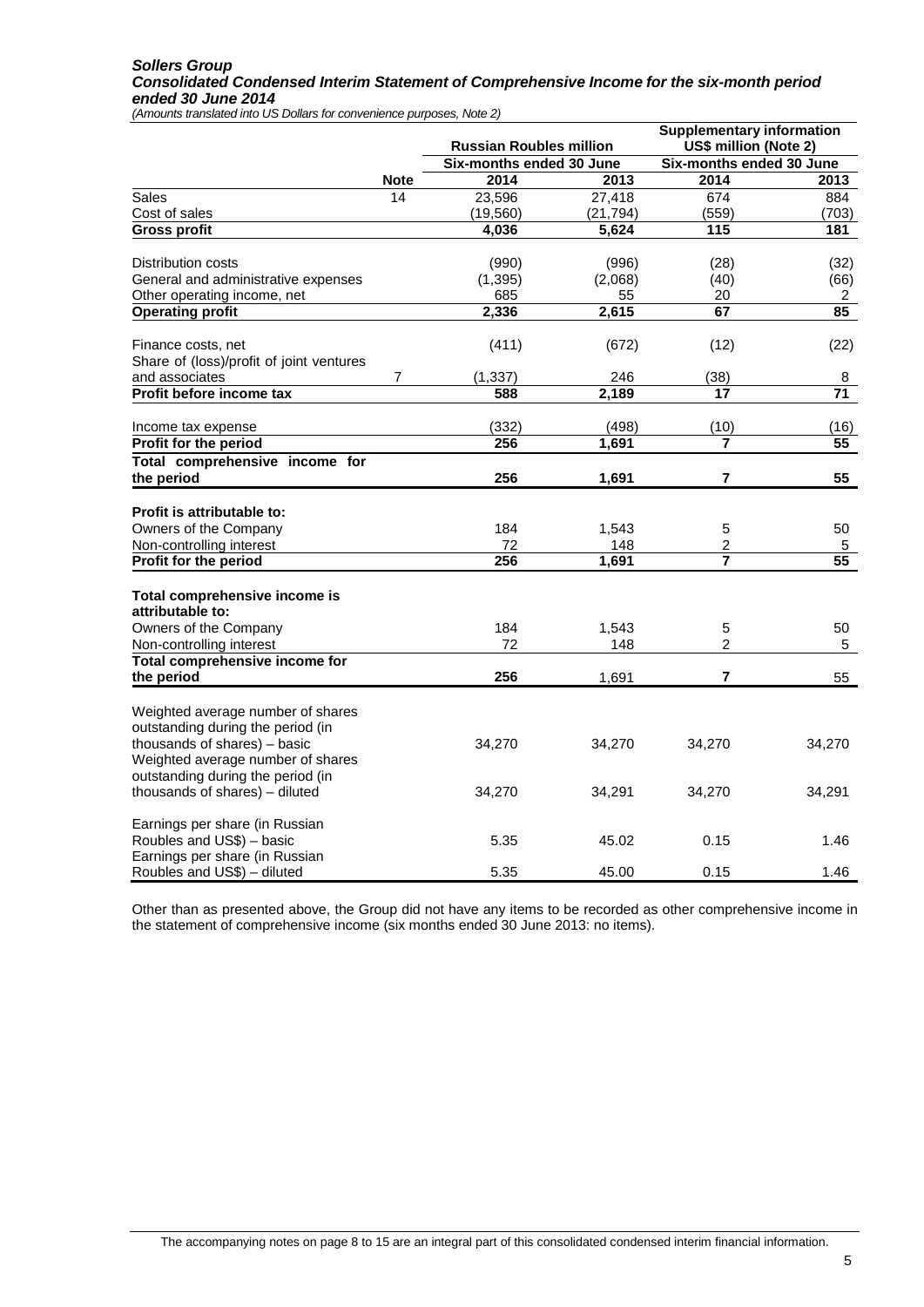***Sollers Group***
***Consolidated Condensed Interim Statement of Comprehensive Income for the six-month period ended 30 June 2014***
*(Amounts translated into US Dollars for convenience purposes, Note 2)*

| | | Russian Roubles million | | Supplementary information US$ million (Note 2) | |
|---|---|---|---|---|---|
| | | Six-months ended 30 June | | Six-months ended 30 June | |
| | **Note** | **2014** | **2013** | **2014** | **2013** |
| Sales | 14 | 23,596 | 27,418 | 674 | 884 |
| Cost of sales | | (19,560) | (21,794) | (559) | (703) |
| **Gross profit** | | **4,036** | **5,624** | **115** | **181** |
| Distribution costs | | (990) | (996) | (28) | (32) |
| General and administrative expenses | | (1,395) | (2,068) | (40) | (66) |
| Other operating income, net | | 685 | 55 | 20 | 2 |
| **Operating profit** | | **2,336** | **2,615** | **67** | **85** |
| Finance costs, net | | (411) | (672) | (12) | (22) |
| Share of (loss)/profit of joint ventures and associates | 7 | (1,337) | 246 | (38) | 8 |
| **Profit before income tax** | | **588** | **2,189** | **17** | **71** |
| Income tax expense | | (332) | (498) | (10) | (16) |
| **Profit for the period** | | **256** | **1,691** | **7** | **55** |
| **Total comprehensive income for the period** | | **256** | **1,691** | **7** | **55** |
| **Profit is attributable to:** | | | | | |
| Owners of the Company | | 184 | 1,543 | 5 | 50 |
| Non-controlling interest | | 72 | 148 | 2 | 5 |
| **Profit for the period** | | **256** | **1,691** | **7** | **55** |
| **Total comprehensive income is attributable to:** | | | | | |
| Owners of the Company | | 184 | 1,543 | 5 | 50 |
| Non-controlling interest | | 72 | 148 | 2 | 5 |
| **Total comprehensive income for the period** | | **256** | 1,691 | **7** | 55 |
| Weighted average number of shares outstanding during the period (in thousands of shares) – basic | | 34,270 | 34,270 | 34,270 | 34,270 |
| Weighted average number of shares outstanding during the period (in thousands of shares) – diluted | | 34,270 | 34,291 | 34,270 | 34,291 |
| Earnings per share (in Russian Roubles and US$) – basic | | 5.35 | 45.02 | 0.15 | 1.46 |
| Earnings per share (in Russian Roubles and US$) – diluted | | 5.35 | 45.00 | 0.15 | 1.46 |

Other than as presented above, the Group did not have any items to be recorded as other comprehensive income in the statement of comprehensive income (six months ended 30 June 2013: no items).

The accompanying notes on page 8 to 15 are an integral part of this consolidated condensed interim financial information.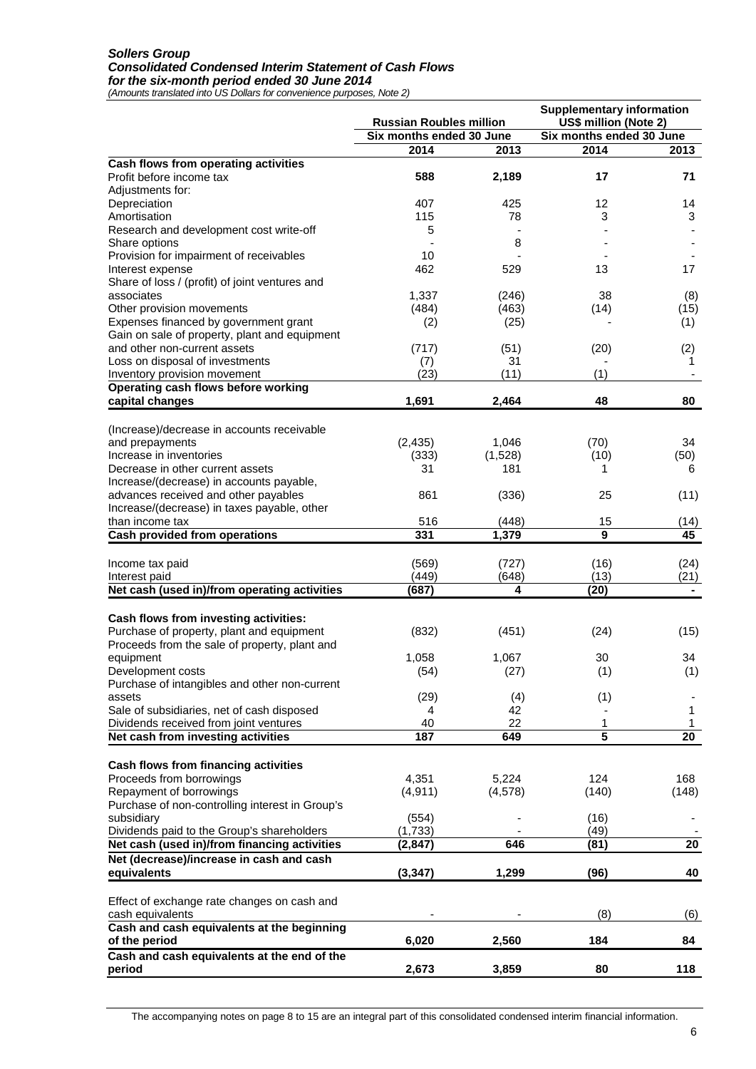***Sollers Group***
***Consolidated Condensed Interim Statement of Cash Flows***
***for the six-month period ended 30 June 2014***
*(Amounts translated into US Dollars for convenience purposes, Note 2)*

| | Russian Roubles million | | Supplementary information US$ million (Note 2) | |
|---|---|---|---|---|
| | Six months ended 30 June | | Six months ended 30 June | |
| | **2014** | **2013** | **2014** | **2013** |
| **Cash flows from operating activities** | | | | |
| Profit before income tax | **588** | **2,189** | **17** | **71** |
| Adjustments for: | | | | |
| Depreciation | 407 | 425 | 12 | 14 |
| Amortisation | 115 | 78 | 3 | 3 |
| Research and development cost write-off | 5 | - | - | - |
| Share options | - | 8 | - | - |
| Provision for impairment of receivables | 10 | - | - | - |
| Interest expense | 462 | 529 | 13 | 17 |
| Share of loss / (profit) of joint ventures and associates | 1,337 | (246) | 38 | (8) |
| Other provision movements | (484) | (463) | (14) | (15) |
| Expenses financed by government grant | (2) | (25) | - | (1) |
| Gain on sale of property, plant and equipment and other non-current assets | (717) | (51) | (20) | (2) |
| Loss on disposal of investments | (7) | 31 | - | 1 |
| Inventory provision movement | (23) | (11) | (1) | - |
| **Operating cash flows before working capital changes** | **1,691** | **2,464** | **48** | **80** |
| (Increase)/decrease in accounts receivable and prepayments | (2,435) | 1,046 | (70) | 34 |
| Increase in inventories | (333) | (1,528) | (10) | (50) |
| Decrease in other current assets | 31 | 181 | 1 | 6 |
| Increase/(decrease) in accounts payable, advances received and other payables | 861 | (336) | 25 | (11) |
| Increase/(decrease) in taxes payable, other than income tax | 516 | (448) | 15 | (14) |
| **Cash provided from operations** | **331** | **1,379** | **9** | **45** |
| Income tax paid | (569) | (727) | (16) | (24) |
| Interest paid | (449) | (648) | (13) | (21) |
| **Net cash (used in)/from operating activities** | **(687)** | **4** | **(20)** | **-** |
| **Cash flows from investing activities:** | | | | |
| Purchase of property, plant and equipment | (832) | (451) | (24) | (15) |
| Proceeds from the sale of property, plant and equipment | 1,058 | 1,067 | 30 | 34 |
| Development costs | (54) | (27) | (1) | (1) |
| Purchase of intangibles and other non-current assets | (29) | (4) | (1) | - |
| Sale of subsidiaries, net of cash disposed | 4 | 42 | - | 1 |
| Dividends received from joint ventures | 40 | 22 | 1 | 1 |
| **Net cash from investing activities** | **187** | **649** | **5** | **20** |
| **Cash flows from financing activities** | | | | |
| Proceeds from borrowings | 4,351 | 5,224 | 124 | 168 |
| Repayment of borrowings | (4,911) | (4,578) | (140) | (148) |
| Purchase of non-controlling interest in Group's subsidiary | (554) | - | (16) | - |
| Dividends paid to the Group's shareholders | (1,733) | - | (49) | - |
| **Net cash (used in)/from financing activities** | **(2,847)** | **646** | **(81)** | **20** |
| **Net (decrease)/increase in cash and cash equivalents** | **(3,347)** | **1,299** | **(96)** | **40** |
| Effect of exchange rate changes on cash and cash equivalents | - | - | (8) | (6) |
| **Cash and cash equivalents at the beginning of the period** | **6,020** | **2,560** | **184** | **84** |
| **Cash and cash equivalents at the end of the period** | **2,673** | **3,859** | **80** | **118** |

The accompanying notes on page 8 to 15 are an integral part of this consolidated condensed interim financial information.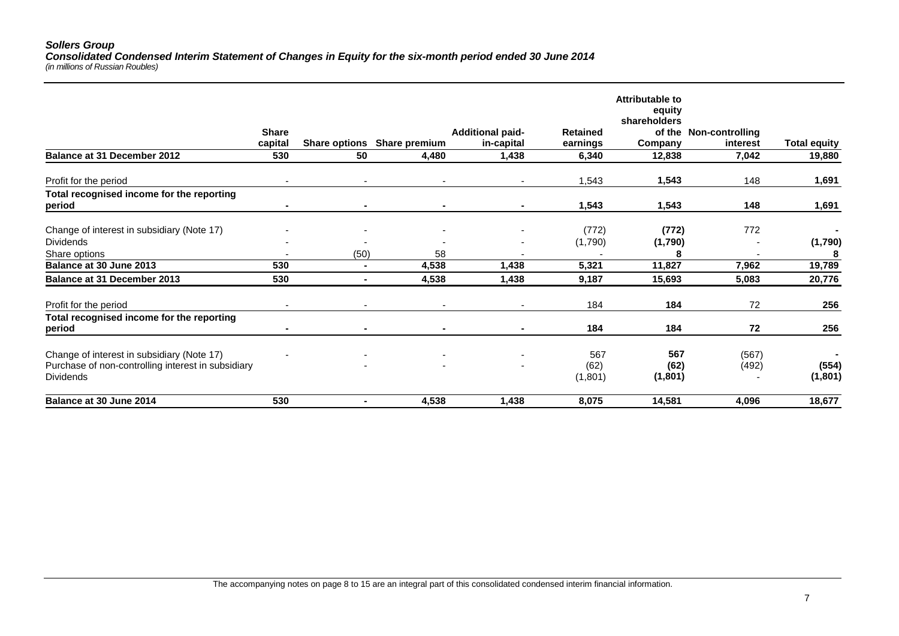***Sollers Group***
***Consolidated Condensed Interim Statement of Changes in Equity for the six-month period ended 30 June 2014***
*(in millions of Russian Roubles)*

| | Share capital | Share options | Share premium | Additional paid-in-capital | Retained earnings | Attributable to equity shareholders of the Company | Non-controlling interest | Total equity |
|---|---|---|---|---|---|---|---|---|
| **Balance at 31 December 2012** | **530** | **50** | **4,480** | **1,438** | **6,340** | **12,838** | **7,042** | **19,880** |
| Profit for the period | - | - | - | - | 1,543 | **1,543** | 148 | **1,691** |
| **Total recognised income for the reporting period** | **-** | **-** | **-** | **-** | **1,543** | **1,543** | **148** | **1,691** |
| Change of interest in subsidiary (Note 17) | - | - | - | - | (772) | **(772)** | 772 | **-** |
| Dividends | - | - | - | - | (1,790) | **(1,790)** | - | **(1,790)** |
| Share options | - | (50) | 58 | - | - | **8** | - | **8** |
| **Balance at 30 June 2013** | **530** | **-** | **4,538** | **1,438** | **5,321** | **11,827** | **7,962** | **19,789** |
| **Balance at 31 December 2013** | **530** | **-** | **4,538** | **1,438** | **9,187** | **15,693** | **5,083** | **20,776** |
| Profit for the period | - | - | - | - | 184 | **184** | 72 | **256** |
| **Total recognised income for the reporting period** | **-** | **-** | **-** | **-** | **184** | **184** | **72** | **256** |
| Change of interest in subsidiary (Note 17) | - | - | - | - | 567 | **567** | (567) | **-** |
| Purchase of non-controlling interest in subsidiary | | - | - | - | (62) | **(62)** | (492) | **(554)** |
| Dividends | | | | | (1,801) | **(1,801)** | - | **(1,801)** |
| **Balance at 30 June 2014** | **530** | **-** | **4,538** | **1,438** | **8,075** | **14,581** | **4,096** | **18,677** |

The accompanying notes on page 8 to 15 are an integral part of this consolidated condensed interim financial information.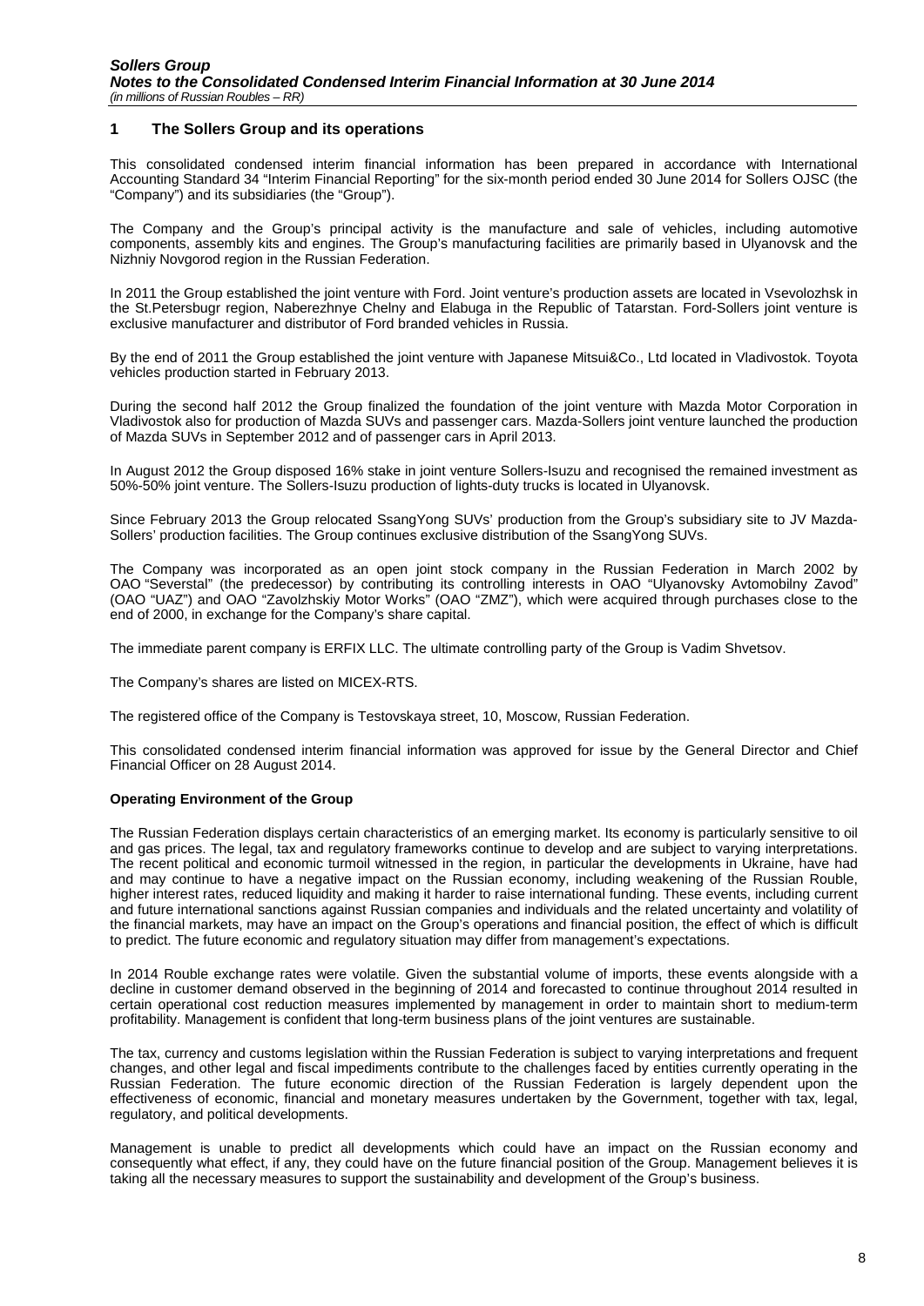## 1 The Sollers Group and its operations

This consolidated condensed interim financial information has been prepared in accordance with International Accounting Standard 34 "Interim Financial Reporting" for the six-month period ended 30 June 2014 for Sollers OJSC (the "Company") and its subsidiaries (the "Group").

The Company and the Group's principal activity is the manufacture and sale of vehicles, including automotive components, assembly kits and engines. The Group's manufacturing facilities are primarily based in Ulyanovsk and the Nizhniy Novgorod region in the Russian Federation.

In 2011 the Group established the joint venture with Ford. Joint venture's production assets are located in Vsevolozhsk in the St.Petersbugr region, Naberezhnye Chelny and Elabuga in the Republic of Tatarstan. Ford-Sollers joint venture is exclusive manufacturer and distributor of Ford branded vehicles in Russia.

By the end of 2011 the Group established the joint venture with Japanese Mitsui&Co., Ltd located in Vladivostok. Toyota vehicles production started in February 2013.

During the second half 2012 the Group finalized the foundation of the joint venture with Mazda Motor Corporation in Vladivostok also for production of Mazda SUVs and passenger cars. Mazda-Sollers joint venture launched the production of Mazda SUVs in September 2012 and of passenger cars in April 2013.

In August 2012 the Group disposed 16% stake in joint venture Sollers-Isuzu and recognised the remained investment as 50%-50% joint venture. The Sollers-Isuzu production of lights-duty trucks is located in Ulyanovsk.

Since February 2013 the Group relocated SsangYong SUVs' production from the Group's subsidiary site to JV Mazda-Sollers' production facilities. The Group continues exclusive distribution of the SsangYong SUVs.

The Company was incorporated as an open joint stock company in the Russian Federation in March 2002 by OAO "Severstal" (the predecessor) by contributing its controlling interests in OAO "Ulyanovsky Avtomobilny Zavod" (OAO "UAZ") and OAO "Zavolzhskiy Motor Works" (OAO "ZMZ"), which were acquired through purchases close to the end of 2000, in exchange for the Company's share capital.

The immediate parent company is ERFIX LLC. The ultimate controlling party of the Group is Vadim Shvetsov.

The Company's shares are listed on MICEX-RTS.

The registered office of the Company is Testovskaya street, 10, Moscow, Russian Federation.

This consolidated condensed interim financial information was approved for issue by the General Director and Chief Financial Officer on 28 August 2014.

**Operating Environment of the Group**

The Russian Federation displays certain characteristics of an emerging market. Its economy is particularly sensitive to oil and gas prices. The legal, tax and regulatory frameworks continue to develop and are subject to varying interpretations. The recent political and economic turmoil witnessed in the region, in particular the developments in Ukraine, have had and may continue to have a negative impact on the Russian economy, including weakening of the Russian Rouble, higher interest rates, reduced liquidity and making it harder to raise international funding. These events, including current and future international sanctions against Russian companies and individuals and the related uncertainty and volatility of the financial markets, may have an impact on the Group's operations and financial position, the effect of which is difficult to predict. The future economic and regulatory situation may differ from management's expectations.

In 2014 Rouble exchange rates were volatile. Given the substantial volume of imports, these events alongside with a decline in customer demand observed in the beginning of 2014 and forecasted to continue throughout 2014 resulted in certain operational cost reduction measures implemented by management in order to maintain short to medium-term profitability. Management is confident that long-term business plans of the joint ventures are sustainable.

The tax, currency and customs legislation within the Russian Federation is subject to varying interpretations and frequent changes, and other legal and fiscal impediments contribute to the challenges faced by entities currently operating in the Russian Federation. The future economic direction of the Russian Federation is largely dependent upon the effectiveness of economic, financial and monetary measures undertaken by the Government, together with tax, legal, regulatory, and political developments.

Management is unable to predict all developments which could have an impact on the Russian economy and consequently what effect, if any, they could have on the future financial position of the Group. Management believes it is taking all the necessary measures to support the sustainability and development of the Group's business.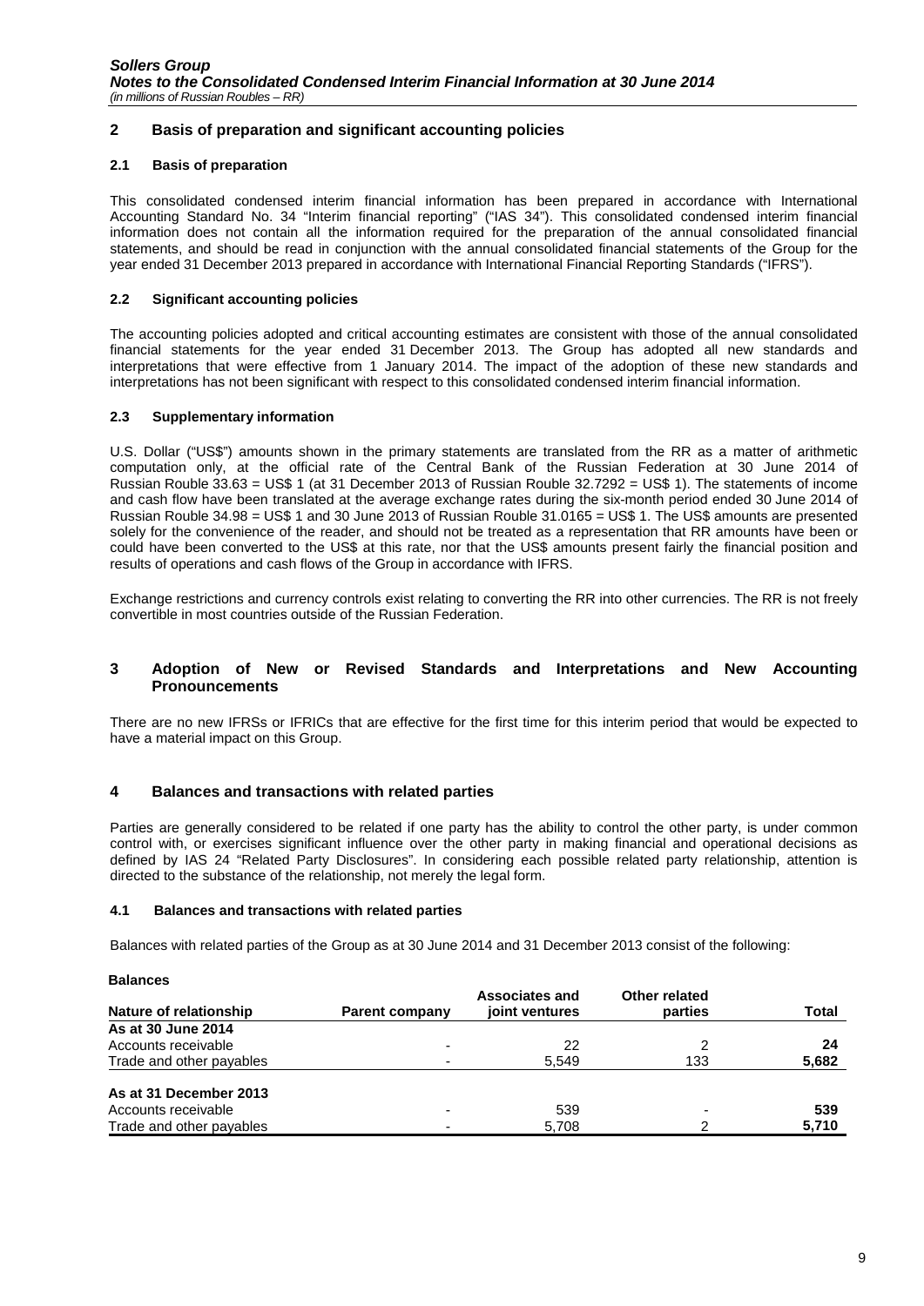## 2 Basis of preparation and significant accounting policies

### 2.1 Basis of preparation

This consolidated condensed interim financial information has been prepared in accordance with International Accounting Standard No. 34 "Interim financial reporting" ("IAS 34"). This consolidated condensed interim financial information does not contain all the information required for the preparation of the annual consolidated financial statements, and should be read in conjunction with the annual consolidated financial statements of the Group for the year ended 31 December 2013 prepared in accordance with International Financial Reporting Standards ("IFRS").

### 2.2 Significant accounting policies

The accounting policies adopted and critical accounting estimates are consistent with those of the annual consolidated financial statements for the year ended 31 December 2013. The Group has adopted all new standards and interpretations that were effective from 1 January 2014. The impact of the adoption of these new standards and interpretations has not been significant with respect to this consolidated condensed interim financial information.

### 2.3 Supplementary information

U.S. Dollar ("US$") amounts shown in the primary statements are translated from the RR as a matter of arithmetic computation only, at the official rate of the Central Bank of the Russian Federation at 30 June 2014 of Russian Rouble 33.63 = US$ 1 (at 31 December 2013 of Russian Rouble 32.7292 = US$ 1). The statements of income and cash flow have been translated at the average exchange rates during the six-month period ended 30 June 2014 of Russian Rouble 34.98 = US$ 1 and 30 June 2013 of Russian Rouble 31.0165 = US$ 1. The US$ amounts are presented solely for the convenience of the reader, and should not be treated as a representation that RR amounts have been or could have been converted to the US$ at this rate, nor that the US$ amounts present fairly the financial position and results of operations and cash flows of the Group in accordance with IFRS.

Exchange restrictions and currency controls exist relating to converting the RR into other currencies. The RR is not freely convertible in most countries outside of the Russian Federation.

## 3 Adoption of New or Revised Standards and Interpretations and New Accounting Pronouncements

There are no new IFRSs or IFRICs that are effective for the first time for this interim period that would be expected to have a material impact on this Group.

## 4 Balances and transactions with related parties

Parties are generally considered to be related if one party has the ability to control the other party, is under common control with, or exercises significant influence over the other party in making financial and operational decisions as defined by IAS 24 "Related Party Disclosures". In considering each possible related party relationship, attention is directed to the substance of the relationship, not merely the legal form.

### 4.1 Balances and transactions with related parties

Balances with related parties of the Group as at 30 June 2014 and 31 December 2013 consist of the following:

**Balances**

| Nature of relationship | Parent company | Associates and joint ventures | Other related parties | Total |
|---|---|---|---|---|
| **As at 30 June 2014** | | | | |
| Accounts receivable | - | 22 | 2 | **24** |
| Trade and other payables | - | 5,549 | 133 | **5,682** |
| **As at 31 December 2013** | | | | |
| Accounts receivable | - | 539 | - | **539** |
| Trade and other payables | - | 5,708 | 2 | **5,710** |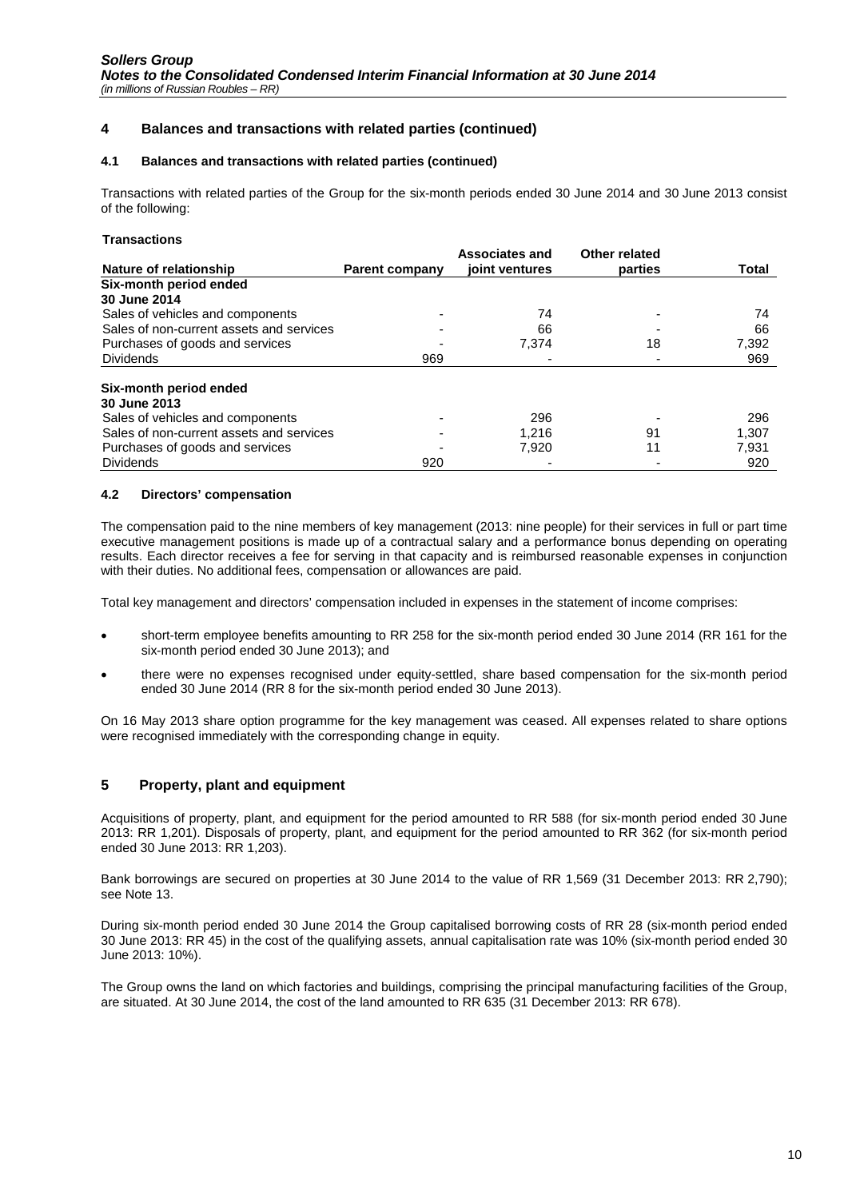## 4 Balances and transactions with related parties (continued)

### 4.1 Balances and transactions with related parties (continued)

Transactions with related parties of the Group for the six-month periods ended 30 June 2014 and 30 June 2013 consist of the following:

**Transactions**

| Nature of relationship | Parent company | Associates and joint ventures | Other related parties | Total |
|---|---|---|---|---|
| **Six-month period ended 30 June 2014** | | | | |
| Sales of vehicles and components | - | 74 | - | 74 |
| Sales of non-current assets and services | - | 66 | - | 66 |
| Purchases of goods and services | - | 7,374 | 18 | 7,392 |
| Dividends | 969 | - | - | 969 |
| **Six-month period ended 30 June 2013** | | | | |
| Sales of vehicles and components | - | 296 | - | 296 |
| Sales of non-current assets and services | - | 1,216 | 91 | 1,307 |
| Purchases of goods and services | - | 7,920 | 11 | 7,931 |
| Dividends | 920 | - | - | 920 |

### 4.2 Directors' compensation

The compensation paid to the nine members of key management (2013: nine people) for their services in full or part time executive management positions is made up of a contractual salary and a performance bonus depending on operating results. Each director receives a fee for serving in that capacity and is reimbursed reasonable expenses in conjunction with their duties. No additional fees, compensation or allowances are paid.

Total key management and directors' compensation included in expenses in the statement of income comprises:

- short-term employee benefits amounting to RR 258 for the six-month period ended 30 June 2014 (RR 161 for the six-month period ended 30 June 2013); and
- there were no expenses recognised under equity-settled, share based compensation for the six-month period ended 30 June 2014 (RR 8 for the six-month period ended 30 June 2013).

On 16 May 2013 share option programme for the key management was ceased. All expenses related to share options were recognised immediately with the corresponding change in equity.

## 5 Property, plant and equipment

Acquisitions of property, plant, and equipment for the period amounted to RR 588 (for six-month period ended 30 June 2013: RR 1,201). Disposals of property, plant, and equipment for the period amounted to RR 362 (for six-month period ended 30 June 2013: RR 1,203).

Bank borrowings are secured on properties at 30 June 2014 to the value of RR 1,569 (31 December 2013: RR 2,790); see Note 13.

During six-month period ended 30 June 2014 the Group capitalised borrowing costs of RR 28 (six-month period ended 30 June 2013: RR 45) in the cost of the qualifying assets, annual capitalisation rate was 10% (six-month period ended 30 June 2013: 10%).

The Group owns the land on which factories and buildings, comprising the principal manufacturing facilities of the Group, are situated. At 30 June 2014, the cost of the land amounted to RR 635 (31 December 2013: RR 678).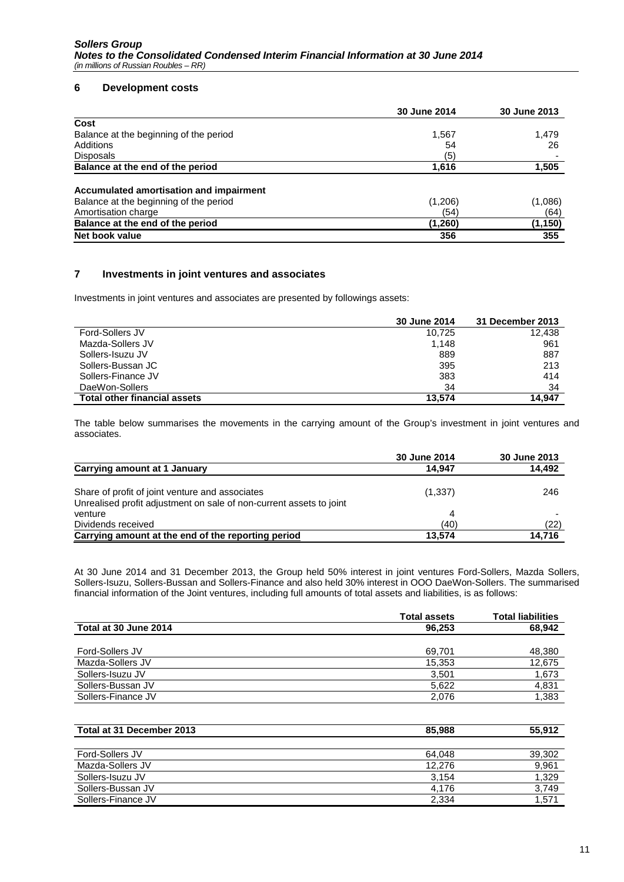## 6 Development costs

| | 30 June 2014 | 30 June 2013 |
|---|---|---|
| **Cost** | | |
| Balance at the beginning of the period | 1,567 | 1,479 |
| Additions | 54 | 26 |
| Disposals | (5) | - |
| **Balance at the end of the period** | **1,616** | **1,505** |
| | | |
| **Accumulated amortisation and impairment** | | |
| Balance at the beginning of the period | (1,206) | (1,086) |
| Amortisation charge | (54) | (64) |
| **Balance at the end of the period** | **(1,260)** | **(1,150)** |
| **Net book value** | **356** | **355** |

## 7 Investments in joint ventures and associates

Investments in joint ventures and associates are presented by followings assets:

| | 30 June 2014 | 31 December 2013 |
|---|---|---|
| Ford-Sollers JV | 10,725 | 12,438 |
| Mazda-Sollers JV | 1,148 | 961 |
| Sollers-Isuzu JV | 889 | 887 |
| Sollers-Bussan JC | 395 | 213 |
| Sollers-Finance JV | 383 | 414 |
| DaeWon-Sollers | 34 | 34 |
| **Total other financial assets** | **13,574** | **14,947** |

The table below summarises the movements in the carrying amount of the Group's investment in joint ventures and associates.

| | 30 June 2014 | 30 June 2013 |
|---|---|---|
| **Carrying amount at 1 January** | **14,947** | **14,492** |
| | | |
| Share of profit of joint venture and associates | (1,337) | 246 |
| Unrealised profit adjustment on sale of non-current assets to joint venture | 4 | - |
| Dividends received | (40) | (22) |
| **Carrying amount at the end of the reporting period** | **13,574** | **14,716** |

At 30 June 2014 and 31 December 2013, the Group held 50% interest in joint ventures Ford-Sollers, Mazda Sollers, Sollers-Isuzu, Sollers-Bussan and Sollers-Finance and also held 30% interest in OOO DaeWon-Sollers. The summarised financial information of the Joint ventures, including full amounts of total assets and liabilities, is as follows:

| | Total assets | Total liabilities |
|---|---|---|
| **Total at 30 June 2014** | **96,253** | **68,942** |
| | | |
| Ford-Sollers JV | 69,701 | 48,380 |
| Mazda-Sollers JV | 15,353 | 12,675 |
| Sollers-Isuzu JV | 3,501 | 1,673 |
| Sollers-Bussan JV | 5,622 | 4,831 |
| Sollers-Finance JV | 2,076 | 1,383 |
| | | |
| **Total at 31 December 2013** | **85,988** | **55,912** |
| | | |
| Ford-Sollers JV | 64,048 | 39,302 |
| Mazda-Sollers JV | 12,276 | 9,961 |
| Sollers-Isuzu JV | 3,154 | 1,329 |
| Sollers-Bussan JV | 4,176 | 3,749 |
| Sollers-Finance JV | 2,334 | 1,571 |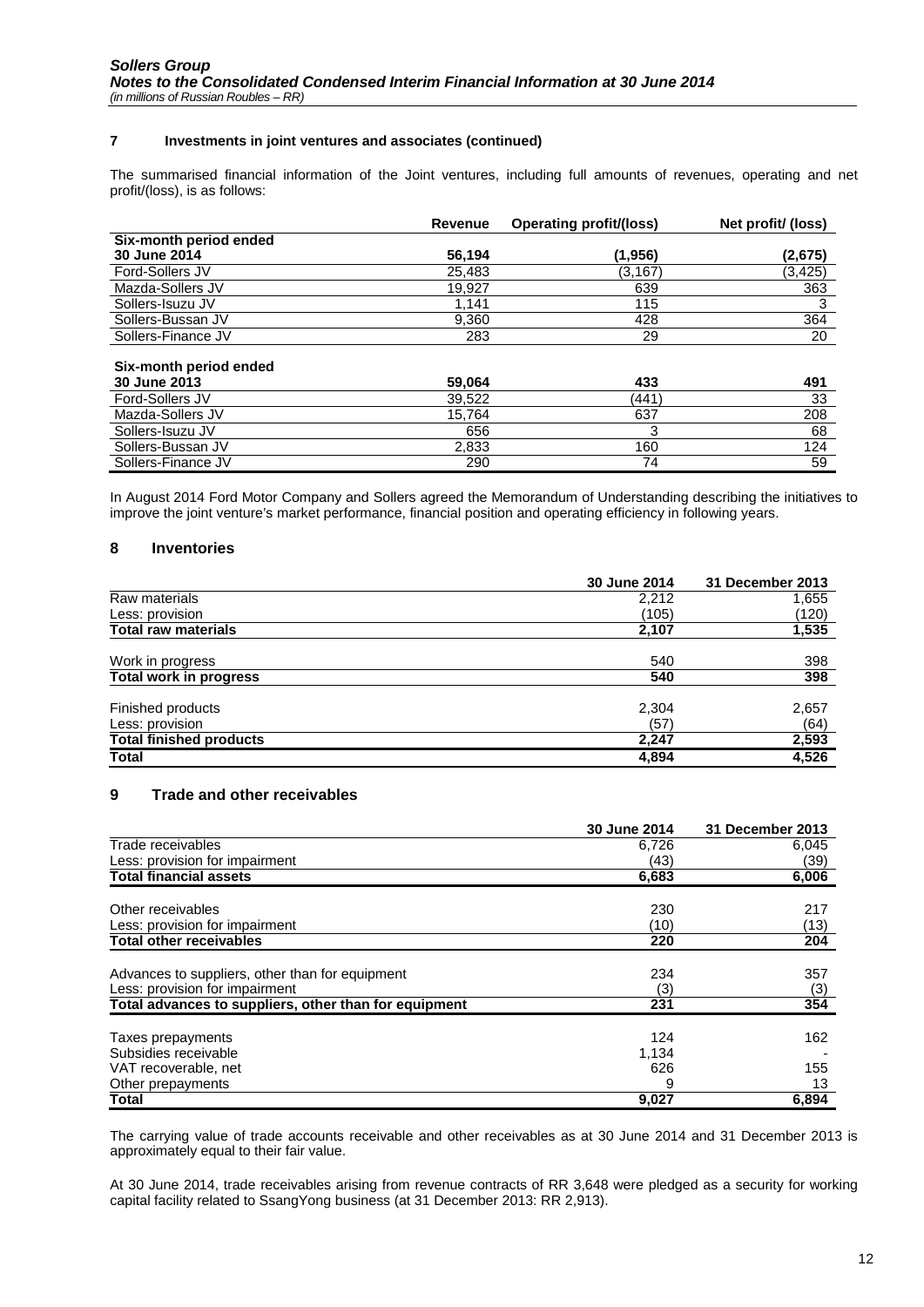## 7 Investments in joint ventures and associates (continued)

The summarised financial information of the Joint ventures, including full amounts of revenues, operating and net profit/(loss), is as follows:

| | Revenue | Operating profit/(loss) | Net profit/ (loss) |
|---|---|---|---|
| **Six-month period ended 30 June 2014** | **56,194** | **(1,956)** | **(2,675)** |
| Ford-Sollers JV | 25,483 | (3,167) | (3,425) |
| Mazda-Sollers JV | 19,927 | 639 | 363 |
| Sollers-Isuzu JV | 1,141 | 115 | 3 |
| Sollers-Bussan JV | 9,360 | 428 | 364 |
| Sollers-Finance JV | 283 | 29 | 20 |
| **Six-month period ended 30 June 2013** | **59,064** | **433** | **491** |
| Ford-Sollers JV | 39,522 | (441) | 33 |
| Mazda-Sollers JV | 15,764 | 637 | 208 |
| Sollers-Isuzu JV | 656 | 3 | 68 |
| Sollers-Bussan JV | 2,833 | 160 | 124 |
| Sollers-Finance JV | 290 | 74 | 59 |

In August 2014 Ford Motor Company and Sollers agreed the Memorandum of Understanding describing the initiatives to improve the joint venture's market performance, financial position and operating efficiency in following years.

## 8 Inventories

| | 30 June 2014 | 31 December 2013 |
|---|---|---|
| Raw materials | 2,212 | 1,655 |
| Less: provision | (105) | (120) |
| **Total raw materials** | **2,107** | **1,535** |
| Work in progress | 540 | 398 |
| **Total work in progress** | **540** | **398** |
| Finished products | 2,304 | 2,657 |
| Less: provision | (57) | (64) |
| **Total finished products** | **2,247** | **2,593** |
| **Total** | **4,894** | **4,526** |

## 9 Trade and other receivables

| | 30 June 2014 | 31 December 2013 |
|---|---|---|
| Trade receivables | 6,726 | 6,045 |
| Less: provision for impairment | (43) | (39) |
| **Total financial assets** | **6,683** | **6,006** |
| Other receivables | 230 | 217 |
| Less: provision for impairment | (10) | (13) |
| **Total other receivables** | **220** | **204** |
| Advances to suppliers, other than for equipment | 234 | 357 |
| Less: provision for impairment | (3) | (3) |
| **Total advances to suppliers, other than for equipment** | **231** | **354** |
| Taxes prepayments | 124 | 162 |
| Subsidies receivable | 1,134 | - |
| VAT recoverable, net | 626 | 155 |
| Other prepayments | 9 | 13 |
| **Total** | **9,027** | **6,894** |

The carrying value of trade accounts receivable and other receivables as at 30 June 2014 and 31 December 2013 is approximately equal to their fair value.

At 30 June 2014, trade receivables arising from revenue contracts of RR 3,648 were pledged as a security for working capital facility related to SsangYong business (at 31 December 2013: RR 2,913).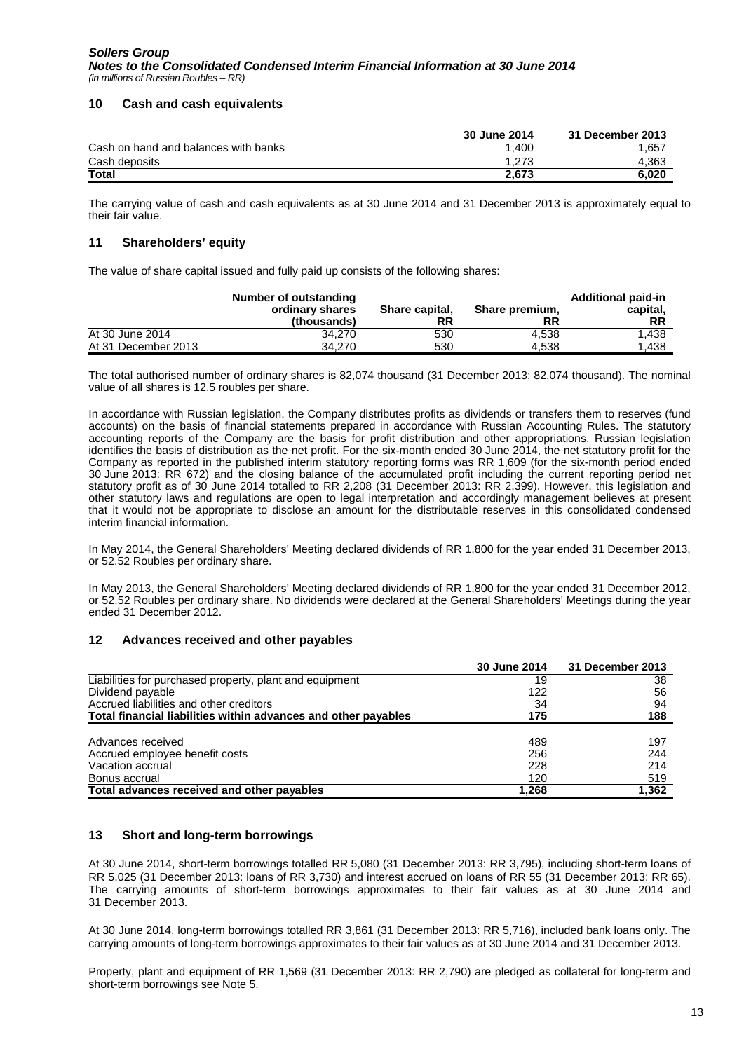## 10 Cash and cash equivalents

| | 30 June 2014 | 31 December 2013 |
|---|---|---|
| Cash on hand and balances with banks | 1,400 | 1,657 |
| Cash deposits | 1,273 | 4,363 |
| **Total** | **2,673** | **6,020** |

The carrying value of cash and cash equivalents as at 30 June 2014 and 31 December 2013 is approximately equal to their fair value.

## 11 Shareholders' equity

The value of share capital issued and fully paid up consists of the following shares:

| | Number of outstanding ordinary shares (thousands) | Share capital, RR | Share premium, RR | Additional paid-in capital, RR |
|---|---|---|---|---|
| At 30 June 2014 | 34,270 | 530 | 4,538 | 1,438 |
| At 31 December 2013 | 34,270 | 530 | 4,538 | 1,438 |

The total authorised number of ordinary shares is 82,074 thousand (31 December 2013: 82,074 thousand). The nominal value of all shares is 12.5 roubles per share.

In accordance with Russian legislation, the Company distributes profits as dividends or transfers them to reserves (fund accounts) on the basis of financial statements prepared in accordance with Russian Accounting Rules. The statutory accounting reports of the Company are the basis for profit distribution and other appropriations. Russian legislation identifies the basis of distribution as the net profit. For the six-month ended 30 June 2014, the net statutory profit for the Company as reported in the published interim statutory reporting forms was RR 1,609 (for the six-month period ended 30 June 2013: RR 672) and the closing balance of the accumulated profit including the current reporting period net statutory profit as of 30 June 2014 totalled to RR 2,208 (31 December 2013: RR 2,399). However, this legislation and other statutory laws and regulations are open to legal interpretation and accordingly management believes at present that it would not be appropriate to disclose an amount for the distributable reserves in this consolidated condensed interim financial information.

In May 2014, the General Shareholders' Meeting declared dividends of RR 1,800 for the year ended 31 December 2013, or 52.52 Roubles per ordinary share.

In May 2013, the General Shareholders' Meeting declared dividends of RR 1,800 for the year ended 31 December 2012, or 52.52 Roubles per ordinary share. No dividends were declared at the General Shareholders' Meetings during the year ended 31 December 2012.

## 12 Advances received and other payables

| | 30 June 2014 | 31 December 2013 |
|---|---|---|
| Liabilities for purchased property, plant and equipment | 19 | 38 |
| Dividend payable | 122 | 56 |
| Accrued liabilities and other creditors | 34 | 94 |
| **Total financial liabilities within advances and other payables** | **175** | **188** |
| Advances received | 489 | 197 |
| Accrued employee benefit costs | 256 | 244 |
| Vacation accrual | 228 | 214 |
| Bonus accrual | 120 | 519 |
| **Total advances received and other payables** | **1,268** | **1,362** |

## 13 Short and long-term borrowings

At 30 June 2014, short-term borrowings totalled RR 5,080 (31 December 2013: RR 3,795), including short-term loans of RR 5,025 (31 December 2013: loans of RR 3,730) and interest accrued on loans of RR 55 (31 December 2013: RR 65). The carrying amounts of short-term borrowings approximates to their fair values as at 30 June 2014 and 31 December 2013.

At 30 June 2014, long-term borrowings totalled RR 3,861 (31 December 2013: RR 5,716), included bank loans only. The carrying amounts of long-term borrowings approximates to their fair values as at 30 June 2014 and 31 December 2013.

Property, plant and equipment of RR 1,569 (31 December 2013: RR 2,790) are pledged as collateral for long-term and short-term borrowings see Note 5.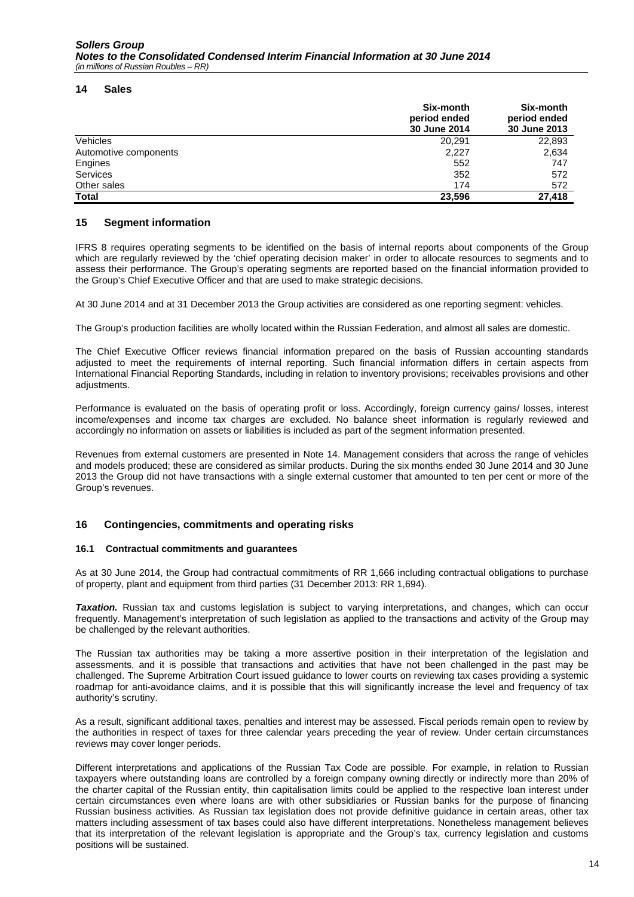## 14 Sales

| | Six-month period ended 30 June 2014 | Six-month period ended 30 June 2013 |
|---|---|---|
| Vehicles | 20,291 | 22,893 |
| Automotive components | 2,227 | 2,634 |
| Engines | 552 | 747 |
| Services | 352 | 572 |
| Other sales | 174 | 572 |
| **Total** | **23,596** | **27,418** |

## 15 Segment information

IFRS 8 requires operating segments to be identified on the basis of internal reports about components of the Group which are regularly reviewed by the 'chief operating decision maker' in order to allocate resources to segments and to assess their performance. The Group's operating segments are reported based on the financial information provided to the Group's Chief Executive Officer and that are used to make strategic decisions.

At 30 June 2014 and at 31 December 2013 the Group activities are considered as one reporting segment: vehicles.

The Group's production facilities are wholly located within the Russian Federation, and almost all sales are domestic.

The Chief Executive Officer reviews financial information prepared on the basis of Russian accounting standards adjusted to meet the requirements of internal reporting. Such financial information differs in certain aspects from International Financial Reporting Standards, including in relation to inventory provisions; receivables provisions and other adjustments.

Performance is evaluated on the basis of operating profit or loss. Accordingly, foreign currency gains/ losses, interest income/expenses and income tax charges are excluded. No balance sheet information is regularly reviewed and accordingly no information on assets or liabilities is included as part of the segment information presented.

Revenues from external customers are presented in Note 14. Management considers that across the range of vehicles and models produced; these are considered as similar products. During the six months ended 30 June 2014 and 30 June 2013 the Group did not have transactions with a single external customer that amounted to ten per cent or more of the Group's revenues.

## 16 Contingencies, commitments and operating risks

### 16.1 Contractual commitments and guarantees

As at 30 June 2014, the Group had contractual commitments of RR 1,666 including contractual obligations to purchase of property, plant and equipment from third parties (31 December 2013: RR 1,694).

***Taxation.*** Russian tax and customs legislation is subject to varying interpretations, and changes, which can occur frequently. Management's interpretation of such legislation as applied to the transactions and activity of the Group may be challenged by the relevant authorities.

The Russian tax authorities may be taking a more assertive position in their interpretation of the legislation and assessments, and it is possible that transactions and activities that have not been challenged in the past may be challenged. The Supreme Arbitration Court issued guidance to lower courts on reviewing tax cases providing a systemic roadmap for anti-avoidance claims, and it is possible that this will significantly increase the level and frequency of tax authority's scrutiny.

As a result, significant additional taxes, penalties and interest may be assessed. Fiscal periods remain open to review by the authorities in respect of taxes for three calendar years preceding the year of review. Under certain circumstances reviews may cover longer periods.

Different interpretations and applications of the Russian Tax Code are possible. For example, in relation to Russian taxpayers where outstanding loans are controlled by a foreign company owning directly or indirectly more than 20% of the charter capital of the Russian entity, thin capitalisation limits could be applied to the respective loan interest under certain circumstances even where loans are with other subsidiaries or Russian banks for the purpose of financing Russian business activities. As Russian tax legislation does not provide definitive guidance in certain areas, other tax matters including assessment of tax bases could also have different interpretations. Nonetheless management believes that its interpretation of the relevant legislation is appropriate and the Group's tax, currency legislation and customs positions will be sustained.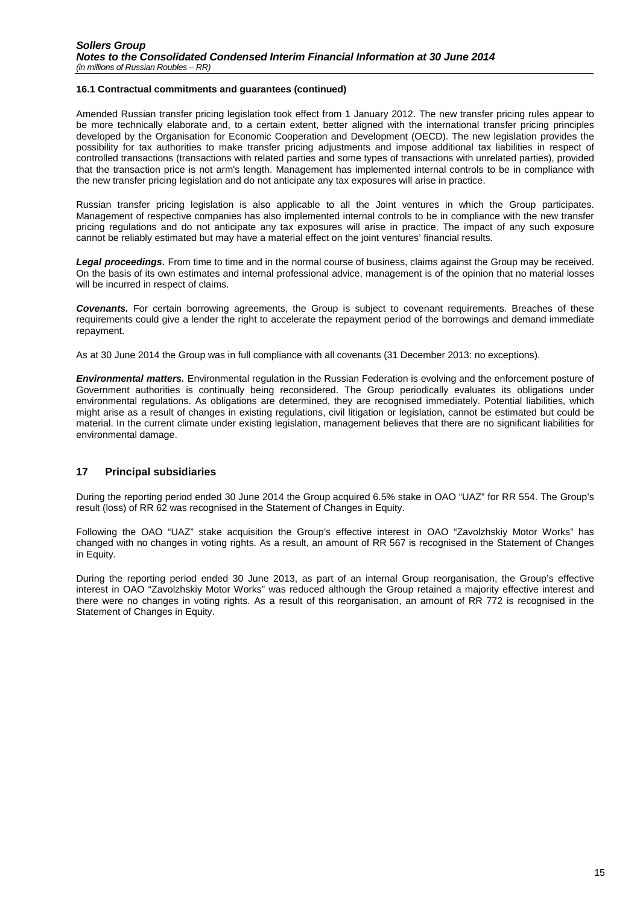**16.1 Contractual commitments and guarantees (continued)**

Amended Russian transfer pricing legislation took effect from 1 January 2012. The new transfer pricing rules appear to be more technically elaborate and, to a certain extent, better aligned with the international transfer pricing principles developed by the Organisation for Economic Cooperation and Development (OECD). The new legislation provides the possibility for tax authorities to make transfer pricing adjustments and impose additional tax liabilities in respect of controlled transactions (transactions with related parties and some types of transactions with unrelated parties), provided that the transaction price is not arm's length. Management has implemented internal controls to be in compliance with the new transfer pricing legislation and do not anticipate any tax exposures will arise in practice.

Russian transfer pricing legislation is also applicable to all the Joint ventures in which the Group participates. Management of respective companies has also implemented internal controls to be in compliance with the new transfer pricing regulations and do not anticipate any tax exposures will arise in practice. The impact of any such exposure cannot be reliably estimated but may have a material effect on the joint ventures' financial results.

***Legal proceedings*.** From time to time and in the normal course of business, claims against the Group may be received. On the basis of its own estimates and internal professional advice, management is of the opinion that no material losses will be incurred in respect of claims.

***Covenants.*** For certain borrowing agreements, the Group is subject to covenant requirements. Breaches of these requirements could give a lender the right to accelerate the repayment period of the borrowings and demand immediate repayment.

As at 30 June 2014 the Group was in full compliance with all covenants (31 December 2013: no exceptions).

***Environmental matters.*** Environmental regulation in the Russian Federation is evolving and the enforcement posture of Government authorities is continually being reconsidered. The Group periodically evaluates its obligations under environmental regulations. As obligations are determined, they are recognised immediately. Potential liabilities, which might arise as a result of changes in existing regulations, civil litigation or legislation, cannot be estimated but could be material. In the current climate under existing legislation, management believes that there are no significant liabilities for environmental damage.

## 17 Principal subsidiaries

During the reporting period ended 30 June 2014 the Group acquired 6.5% stake in OAO "UAZ" for RR 554. The Group's result (loss) of RR 62 was recognised in the Statement of Changes in Equity.

Following the OAO "UAZ" stake acquisition the Group's effective interest in OAO "Zavolzhskiy Motor Works" has changed with no changes in voting rights. As a result, an amount of RR 567 is recognised in the Statement of Changes in Equity.

During the reporting period ended 30 June 2013, as part of an internal Group reorganisation, the Group's effective interest in OAO "Zavolzhskiy Motor Works" was reduced although the Group retained a majority effective interest and there were no changes in voting rights. As a result of this reorganisation, an amount of RR 772 is recognised in the Statement of Changes in Equity.